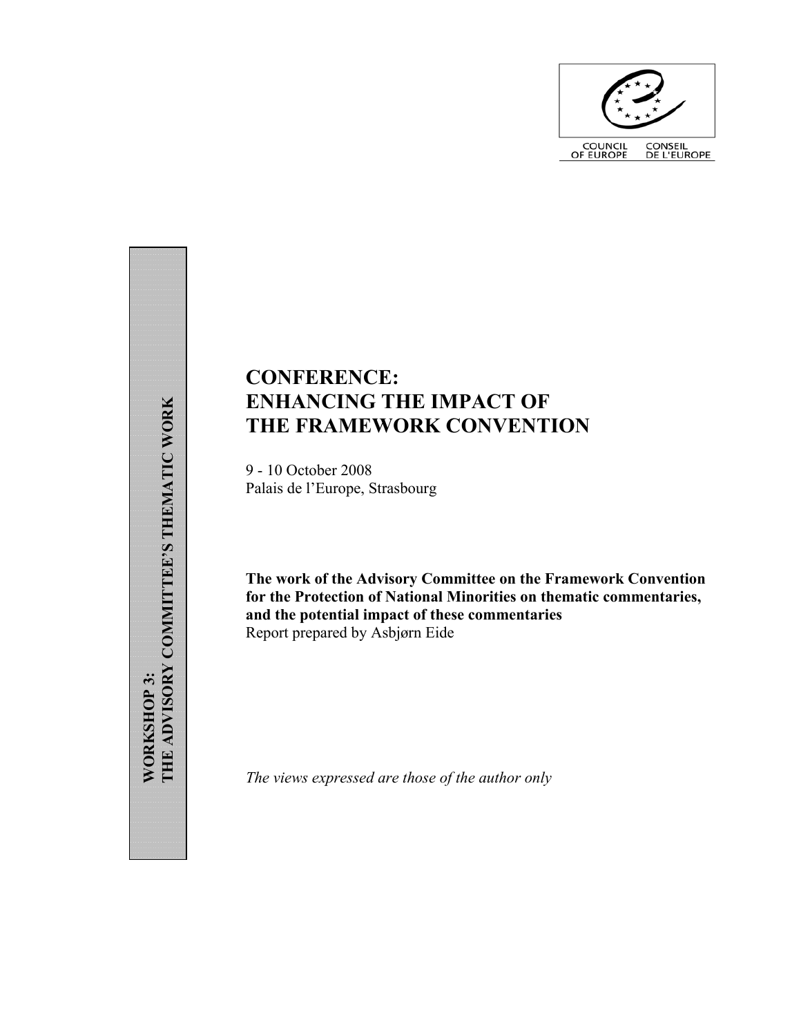COUNCIL OF EUROPE CONSEIL DE L'EUROPE

**WORKSHOP 3:**
**THE ADVISORY COMMITTEE'S THEMATIC WORK**

# CONFERENCE:
# ENHANCING THE IMPACT OF THE FRAMEWORK CONVENTION

9 - 10 October 2008
Palais de l'Europe, Strasbourg

**The work of the Advisory Committee on the Framework Convention for the Protection of National Minorities on thematic commentaries, and the potential impact of these commentaries**
Report prepared by Asbjørn Eide

*The views expressed are those of the author only*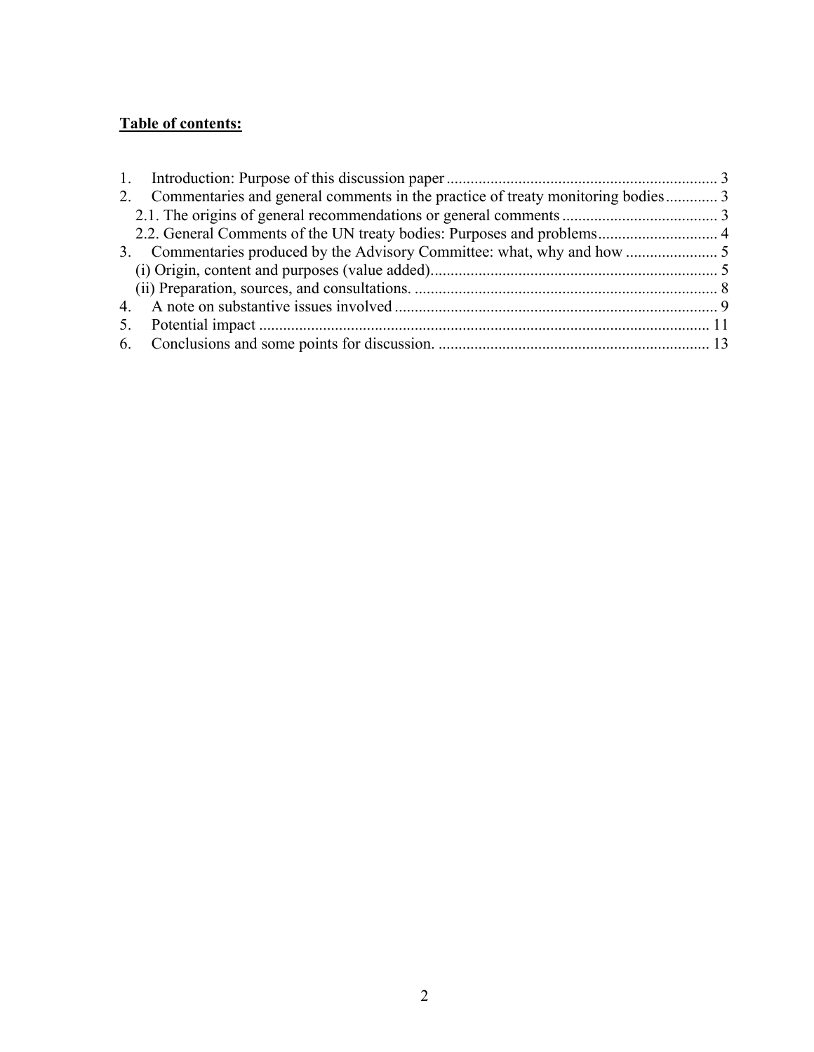**Table of contents:**

1. Introduction: Purpose of this discussion paper .................................................................... 3
2. Commentaries and general comments in the practice of treaty monitoring bodies ............. 3
   2.1. The origins of general recommendations or general comments ....................................... 3
   2.2. General Comments of the UN treaty bodies: Purposes and problems .............................. 4
3. Commentaries produced by the Advisory Committee: what, why and how ....................... 5
   (i) Origin, content and purposes (value added) ........................................................................ 5
   (ii) Preparation, sources, and consultations. ............................................................................ 8
4. A note on substantive issues involved ................................................................................. 9
5. Potential impact ................................................................................................................ 11
6. Conclusions and some points for discussion. .................................................................... 13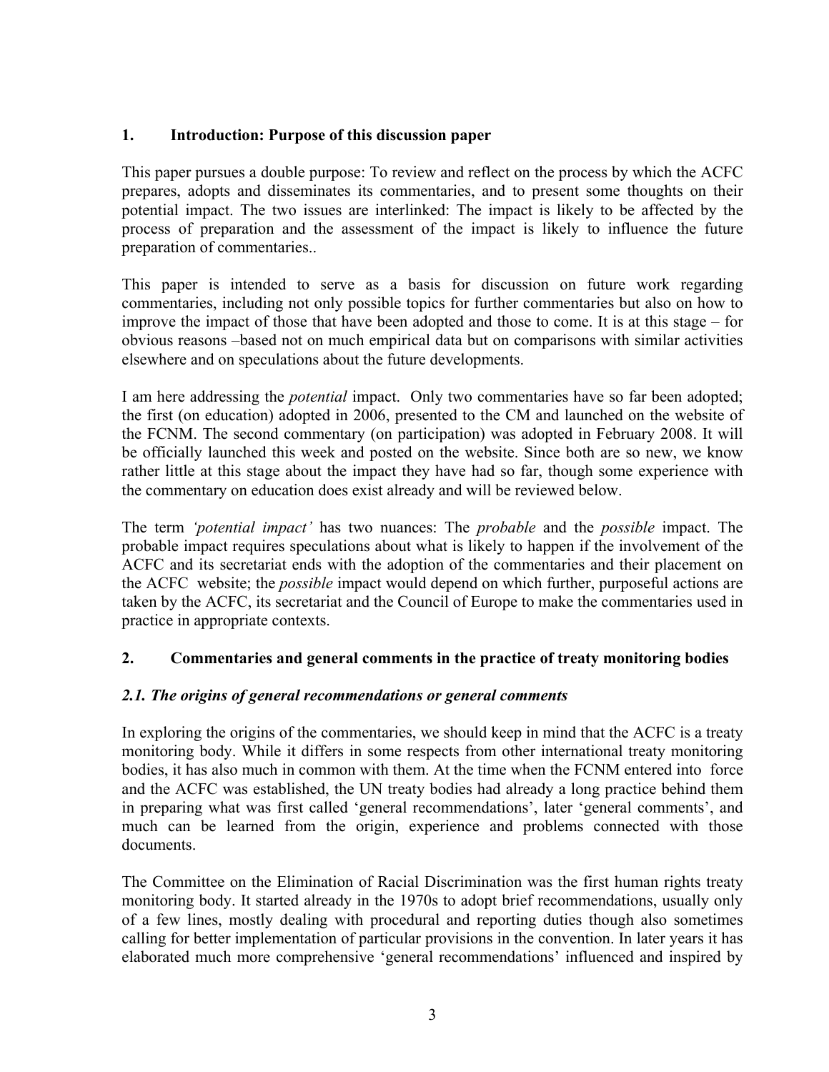## 1. Introduction: Purpose of this discussion paper

This paper pursues a double purpose: To review and reflect on the process by which the ACFC prepares, adopts and disseminates its commentaries, and to present some thoughts on their potential impact. The two issues are interlinked: The impact is likely to be affected by the process of preparation and the assessment of the impact is likely to influence the future preparation of commentaries..

This paper is intended to serve as a basis for discussion on future work regarding commentaries, including not only possible topics for further commentaries but also on how to improve the impact of those that have been adopted and those to come. It is at this stage – for obvious reasons –based not on much empirical data but on comparisons with similar activities elsewhere and on speculations about the future developments.

I am here addressing the *potential* impact. Only two commentaries have so far been adopted; the first (on education) adopted in 2006, presented to the CM and launched on the website of the FCNM. The second commentary (on participation) was adopted in February 2008. It will be officially launched this week and posted on the website. Since both are so new, we know rather little at this stage about the impact they have had so far, though some experience with the commentary on education does exist already and will be reviewed below.

The term *'potential impact'* has two nuances: The *probable* and the *possible* impact. The probable impact requires speculations about what is likely to happen if the involvement of the ACFC and its secretariat ends with the adoption of the commentaries and their placement on the ACFC website; the *possible* impact would depend on which further, purposeful actions are taken by the ACFC, its secretariat and the Council of Europe to make the commentaries used in practice in appropriate contexts.

## 2. Commentaries and general comments in the practice of treaty monitoring bodies

### *2.1. The origins of general recommendations or general comments*

In exploring the origins of the commentaries, we should keep in mind that the ACFC is a treaty monitoring body. While it differs in some respects from other international treaty monitoring bodies, it has also much in common with them. At the time when the FCNM entered into force and the ACFC was established, the UN treaty bodies had already a long practice behind them in preparing what was first called 'general recommendations', later 'general comments', and much can be learned from the origin, experience and problems connected with those documents.

The Committee on the Elimination of Racial Discrimination was the first human rights treaty monitoring body. It started already in the 1970s to adopt brief recommendations, usually only of a few lines, mostly dealing with procedural and reporting duties though also sometimes calling for better implementation of particular provisions in the convention. In later years it has elaborated much more comprehensive 'general recommendations' influenced and inspired by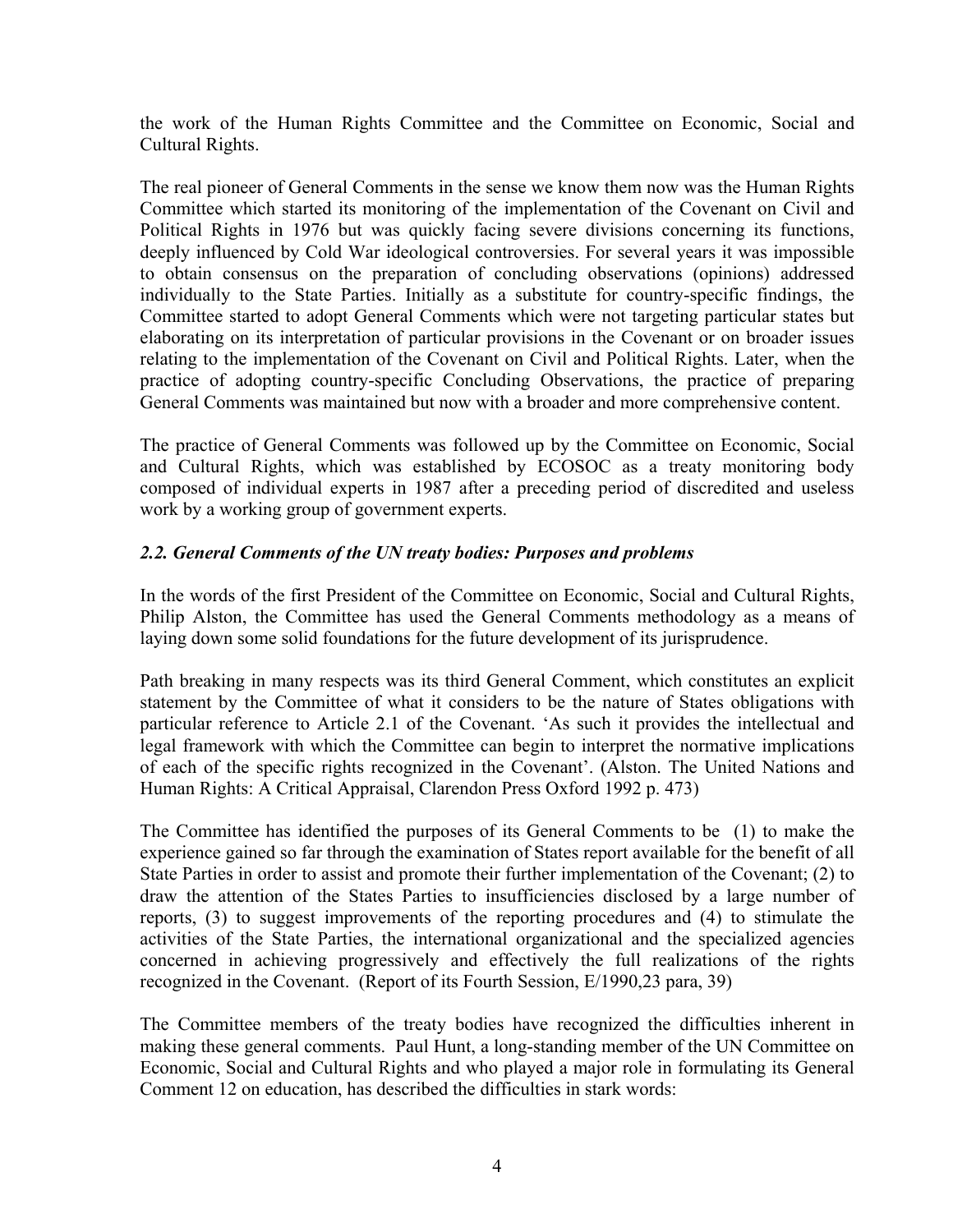the work of the Human Rights Committee and the Committee on Economic, Social and Cultural Rights.

The real pioneer of General Comments in the sense we know them now was the Human Rights Committee which started its monitoring of the implementation of the Covenant on Civil and Political Rights in 1976 but was quickly facing severe divisions concerning its functions, deeply influenced by Cold War ideological controversies. For several years it was impossible to obtain consensus on the preparation of concluding observations (opinions) addressed individually to the State Parties. Initially as a substitute for country-specific findings, the Committee started to adopt General Comments which were not targeting particular states but elaborating on its interpretation of particular provisions in the Covenant or on broader issues relating to the implementation of the Covenant on Civil and Political Rights. Later, when the practice of adopting country-specific Concluding Observations, the practice of preparing General Comments was maintained but now with a broader and more comprehensive content.

The practice of General Comments was followed up by the Committee on Economic, Social and Cultural Rights, which was established by ECOSOC as a treaty monitoring body composed of individual experts in 1987 after a preceding period of discredited and useless work by a working group of government experts.

### *2.2. General Comments of the UN treaty bodies: Purposes and problems*

In the words of the first President of the Committee on Economic, Social and Cultural Rights, Philip Alston, the Committee has used the General Comments methodology as a means of laying down some solid foundations for the future development of its jurisprudence.

Path breaking in many respects was its third General Comment, which constitutes an explicit statement by the Committee of what it considers to be the nature of States obligations with particular reference to Article 2.1 of the Covenant. 'As such it provides the intellectual and legal framework with which the Committee can begin to interpret the normative implications of each of the specific rights recognized in the Covenant'. (Alston. The United Nations and Human Rights: A Critical Appraisal, Clarendon Press Oxford 1992 p. 473)

The Committee has identified the purposes of its General Comments to be (1) to make the experience gained so far through the examination of States report available for the benefit of all State Parties in order to assist and promote their further implementation of the Covenant; (2) to draw the attention of the States Parties to insufficiencies disclosed by a large number of reports, (3) to suggest improvements of the reporting procedures and (4) to stimulate the activities of the State Parties, the international organizational and the specialized agencies concerned in achieving progressively and effectively the full realizations of the rights recognized in the Covenant. (Report of its Fourth Session, E/1990,23 para, 39)

The Committee members of the treaty bodies have recognized the difficulties inherent in making these general comments. Paul Hunt, a long-standing member of the UN Committee on Economic, Social and Cultural Rights and who played a major role in formulating its General Comment 12 on education, has described the difficulties in stark words: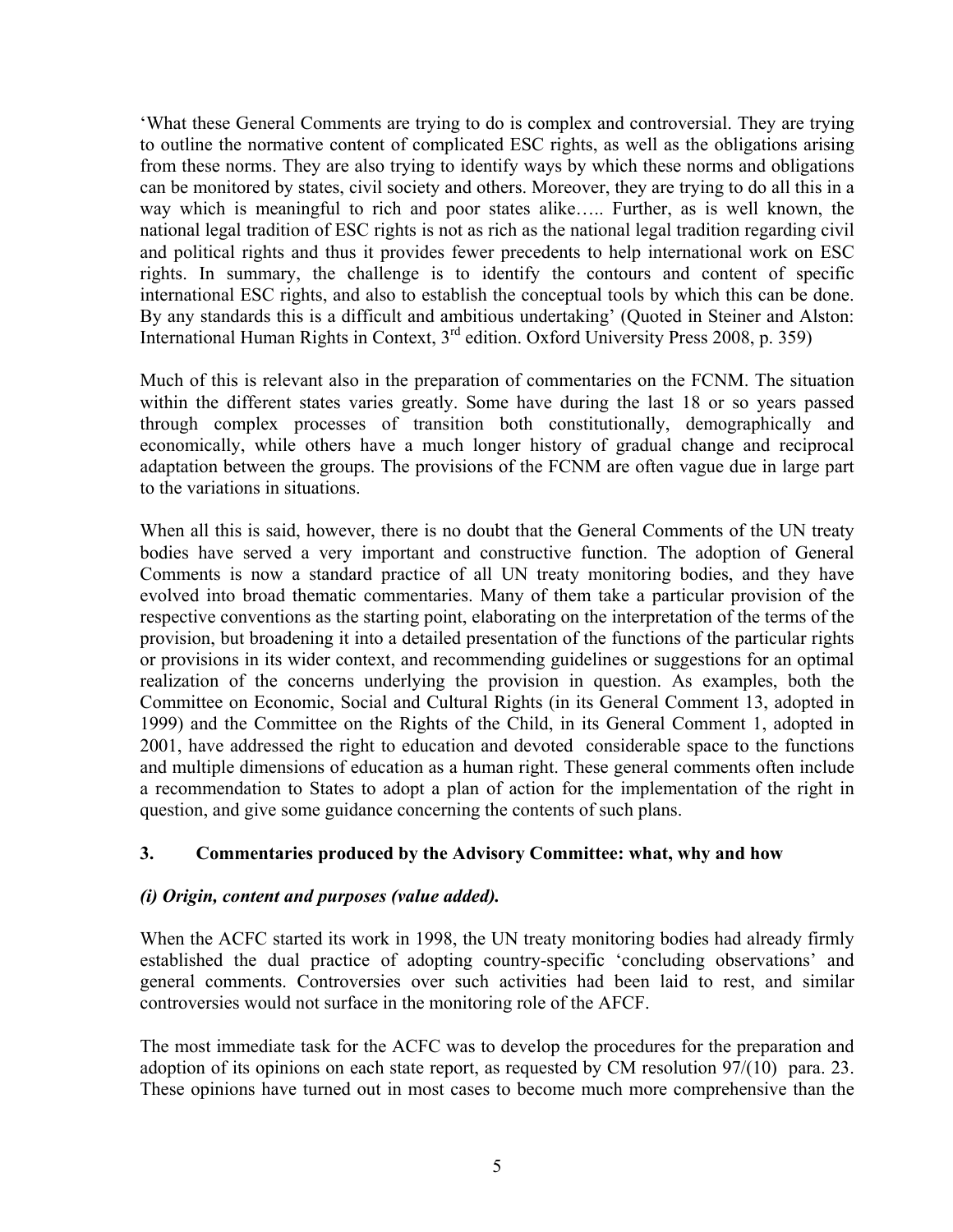'What these General Comments are trying to do is complex and controversial. They are trying to outline the normative content of complicated ESC rights, as well as the obligations arising from these norms. They are also trying to identify ways by which these norms and obligations can be monitored by states, civil society and others. Moreover, they are trying to do all this in a way which is meaningful to rich and poor states alike….. Further, as is well known, the national legal tradition of ESC rights is not as rich as the national legal tradition regarding civil and political rights and thus it provides fewer precedents to help international work on ESC rights. In summary, the challenge is to identify the contours and content of specific international ESC rights, and also to establish the conceptual tools by which this can be done. By any standards this is a difficult and ambitious undertaking' (Quoted in Steiner and Alston: International Human Rights in Context, 3rd edition. Oxford University Press 2008, p. 359)

Much of this is relevant also in the preparation of commentaries on the FCNM. The situation within the different states varies greatly. Some have during the last 18 or so years passed through complex processes of transition both constitutionally, demographically and economically, while others have a much longer history of gradual change and reciprocal adaptation between the groups. The provisions of the FCNM are often vague due in large part to the variations in situations.

When all this is said, however, there is no doubt that the General Comments of the UN treaty bodies have served a very important and constructive function. The adoption of General Comments is now a standard practice of all UN treaty monitoring bodies, and they have evolved into broad thematic commentaries. Many of them take a particular provision of the respective conventions as the starting point, elaborating on the interpretation of the terms of the provision, but broadening it into a detailed presentation of the functions of the particular rights or provisions in its wider context, and recommending guidelines or suggestions for an optimal realization of the concerns underlying the provision in question. As examples, both the Committee on Economic, Social and Cultural Rights (in its General Comment 13, adopted in 1999) and the Committee on the Rights of the Child, in its General Comment 1, adopted in 2001, have addressed the right to education and devoted considerable space to the functions and multiple dimensions of education as a human right. These general comments often include a recommendation to States to adopt a plan of action for the implementation of the right in question, and give some guidance concerning the contents of such plans.

## 3. Commentaries produced by the Advisory Committee: what, why and how

### *(i) Origin, content and purposes (value added).*

When the ACFC started its work in 1998, the UN treaty monitoring bodies had already firmly established the dual practice of adopting country-specific 'concluding observations' and general comments. Controversies over such activities had been laid to rest, and similar controversies would not surface in the monitoring role of the AFCF.

The most immediate task for the ACFC was to develop the procedures for the preparation and adoption of its opinions on each state report, as requested by CM resolution 97/(10) para. 23. These opinions have turned out in most cases to become much more comprehensive than the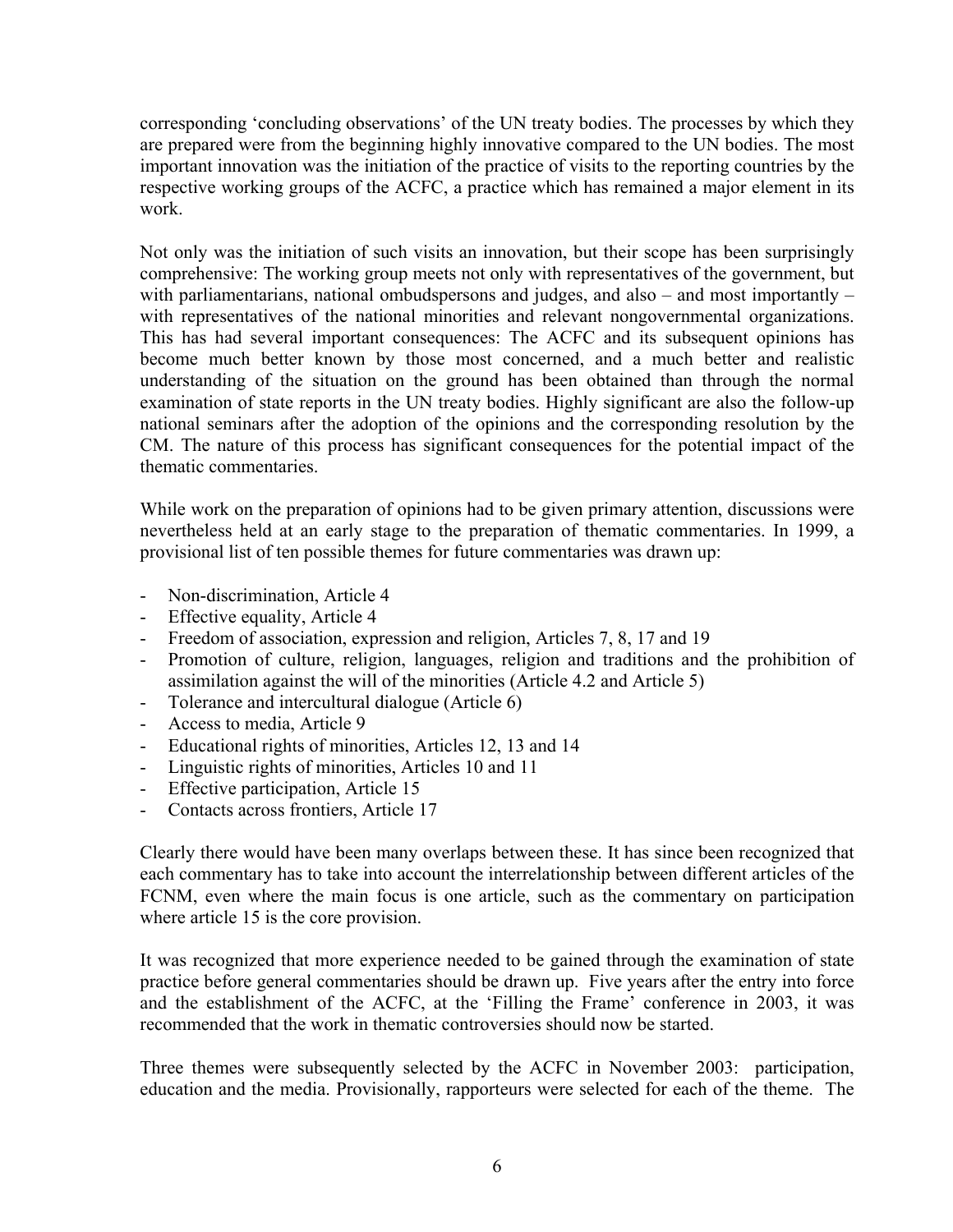corresponding 'concluding observations' of the UN treaty bodies. The processes by which they are prepared were from the beginning highly innovative compared to the UN bodies. The most important innovation was the initiation of the practice of visits to the reporting countries by the respective working groups of the ACFC, a practice which has remained a major element in its work.

Not only was the initiation of such visits an innovation, but their scope has been surprisingly comprehensive: The working group meets not only with representatives of the government, but with parliamentarians, national ombudspersons and judges, and also – and most importantly – with representatives of the national minorities and relevant nongovernmental organizations. This has had several important consequences: The ACFC and its subsequent opinions has become much better known by those most concerned, and a much better and realistic understanding of the situation on the ground has been obtained than through the normal examination of state reports in the UN treaty bodies. Highly significant are also the follow-up national seminars after the adoption of the opinions and the corresponding resolution by the CM. The nature of this process has significant consequences for the potential impact of the thematic commentaries.

While work on the preparation of opinions had to be given primary attention, discussions were nevertheless held at an early stage to the preparation of thematic commentaries. In 1999, a provisional list of ten possible themes for future commentaries was drawn up:

- Non-discrimination, Article 4
- Effective equality, Article 4
- Freedom of association, expression and religion, Articles 7, 8, 17 and 19
- Promotion of culture, religion, languages, religion and traditions and the prohibition of assimilation against the will of the minorities (Article 4.2 and Article 5)
- Tolerance and intercultural dialogue (Article 6)
- Access to media, Article 9
- Educational rights of minorities, Articles 12, 13 and 14
- Linguistic rights of minorities, Articles 10 and 11
- Effective participation, Article 15
- Contacts across frontiers, Article 17

Clearly there would have been many overlaps between these. It has since been recognized that each commentary has to take into account the interrelationship between different articles of the FCNM, even where the main focus is one article, such as the commentary on participation where article 15 is the core provision.

It was recognized that more experience needed to be gained through the examination of state practice before general commentaries should be drawn up. Five years after the entry into force and the establishment of the ACFC, at the 'Filling the Frame' conference in 2003, it was recommended that the work in thematic controversies should now be started.

Three themes were subsequently selected by the ACFC in November 2003: participation, education and the media. Provisionally, rapporteurs were selected for each of the theme. The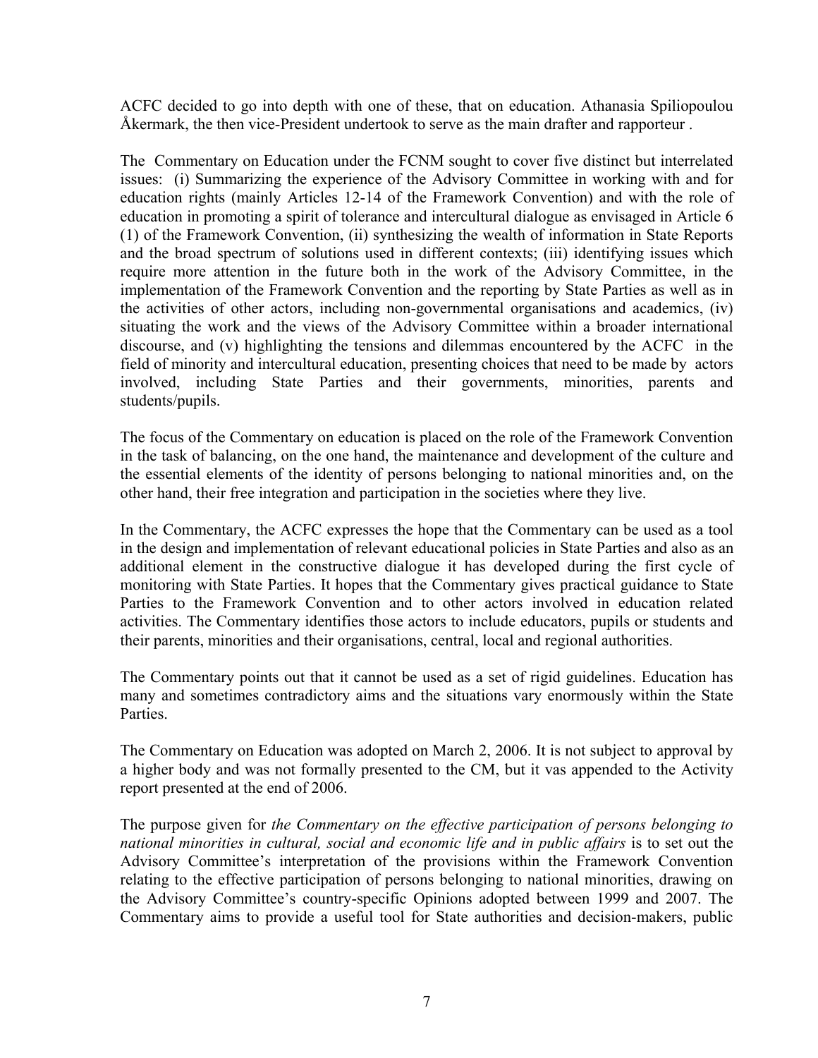ACFC decided to go into depth with one of these, that on education. Athanasia Spiliopoulou Åkermark, the then vice-President undertook to serve as the main drafter and rapporteur .

The Commentary on Education under the FCNM sought to cover five distinct but interrelated issues: (i) Summarizing the experience of the Advisory Committee in working with and for education rights (mainly Articles 12-14 of the Framework Convention) and with the role of education in promoting a spirit of tolerance and intercultural dialogue as envisaged in Article 6 (1) of the Framework Convention, (ii) synthesizing the wealth of information in State Reports and the broad spectrum of solutions used in different contexts; (iii) identifying issues which require more attention in the future both in the work of the Advisory Committee, in the implementation of the Framework Convention and the reporting by State Parties as well as in the activities of other actors, including non-governmental organisations and academics, (iv) situating the work and the views of the Advisory Committee within a broader international discourse, and (v) highlighting the tensions and dilemmas encountered by the ACFC in the field of minority and intercultural education, presenting choices that need to be made by actors involved, including State Parties and their governments, minorities, parents and students/pupils.

The focus of the Commentary on education is placed on the role of the Framework Convention in the task of balancing, on the one hand, the maintenance and development of the culture and the essential elements of the identity of persons belonging to national minorities and, on the other hand, their free integration and participation in the societies where they live.

In the Commentary, the ACFC expresses the hope that the Commentary can be used as a tool in the design and implementation of relevant educational policies in State Parties and also as an additional element in the constructive dialogue it has developed during the first cycle of monitoring with State Parties. It hopes that the Commentary gives practical guidance to State Parties to the Framework Convention and to other actors involved in education related activities. The Commentary identifies those actors to include educators, pupils or students and their parents, minorities and their organisations, central, local and regional authorities.

The Commentary points out that it cannot be used as a set of rigid guidelines. Education has many and sometimes contradictory aims and the situations vary enormously within the State Parties.

The Commentary on Education was adopted on March 2, 2006. It is not subject to approval by a higher body and was not formally presented to the CM, but it vas appended to the Activity report presented at the end of 2006.

The purpose given for *the Commentary on the effective participation of persons belonging to national minorities in cultural, social and economic life and in public affairs* is to set out the Advisory Committee's interpretation of the provisions within the Framework Convention relating to the effective participation of persons belonging to national minorities, drawing on the Advisory Committee's country-specific Opinions adopted between 1999 and 2007. The Commentary aims to provide a useful tool for State authorities and decision-makers, public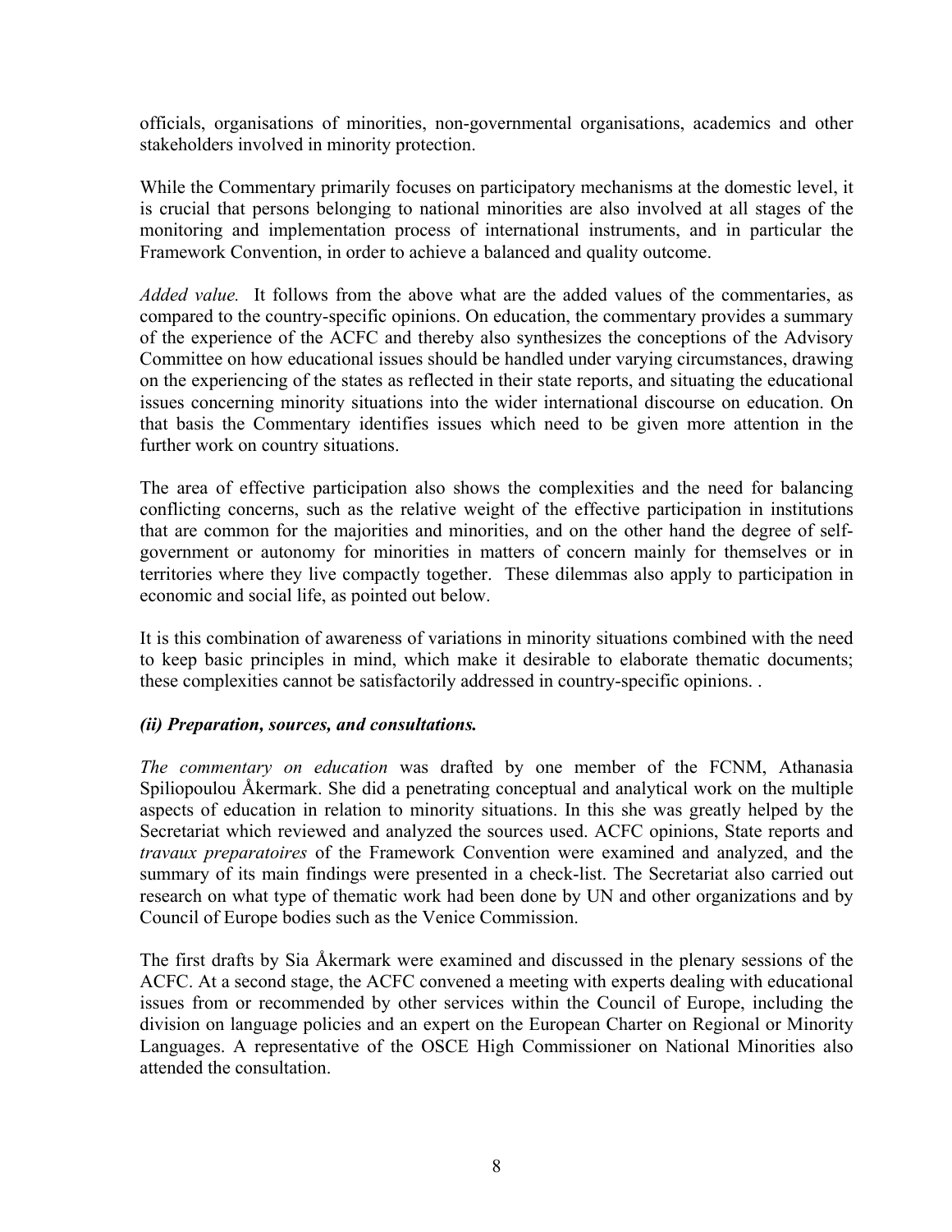officials, organisations of minorities, non-governmental organisations, academics and other stakeholders involved in minority protection.

While the Commentary primarily focuses on participatory mechanisms at the domestic level, it is crucial that persons belonging to national minorities are also involved at all stages of the monitoring and implementation process of international instruments, and in particular the Framework Convention, in order to achieve a balanced and quality outcome.

*Added value.* It follows from the above what are the added values of the commentaries, as compared to the country-specific opinions. On education, the commentary provides a summary of the experience of the ACFC and thereby also synthesizes the conceptions of the Advisory Committee on how educational issues should be handled under varying circumstances, drawing on the experiencing of the states as reflected in their state reports, and situating the educational issues concerning minority situations into the wider international discourse on education. On that basis the Commentary identifies issues which need to be given more attention in the further work on country situations.

The area of effective participation also shows the complexities and the need for balancing conflicting concerns, such as the relative weight of the effective participation in institutions that are common for the majorities and minorities, and on the other hand the degree of self-government or autonomy for minorities in matters of concern mainly for themselves or in territories where they live compactly together. These dilemmas also apply to participation in economic and social life, as pointed out below.

It is this combination of awareness of variations in minority situations combined with the need to keep basic principles in mind, which make it desirable to elaborate thematic documents; these complexities cannot be satisfactorily addressed in country-specific opinions. .

### *(ii) Preparation, sources, and consultations.*

*The commentary on education* was drafted by one member of the FCNM, Athanasia Spiliopoulou Åkermark. She did a penetrating conceptual and analytical work on the multiple aspects of education in relation to minority situations. In this she was greatly helped by the Secretariat which reviewed and analyzed the sources used. ACFC opinions, State reports and *travaux preparatoires* of the Framework Convention were examined and analyzed, and the summary of its main findings were presented in a check-list. The Secretariat also carried out research on what type of thematic work had been done by UN and other organizations and by Council of Europe bodies such as the Venice Commission.

The first drafts by Sia Åkermark were examined and discussed in the plenary sessions of the ACFC. At a second stage, the ACFC convened a meeting with experts dealing with educational issues from or recommended by other services within the Council of Europe, including the division on language policies and an expert on the European Charter on Regional or Minority Languages. A representative of the OSCE High Commissioner on National Minorities also attended the consultation.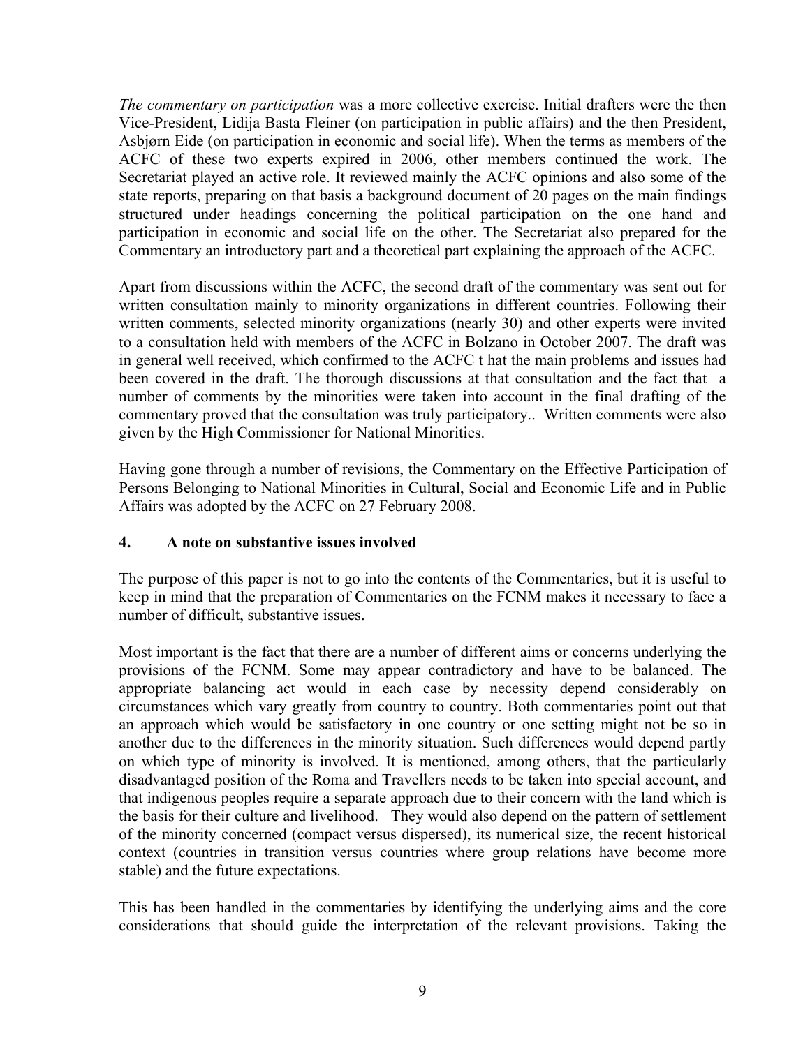*The commentary on participation* was a more collective exercise. Initial drafters were the then Vice-President, Lidija Basta Fleiner (on participation in public affairs) and the then President, Asbjørn Eide (on participation in economic and social life). When the terms as members of the ACFC of these two experts expired in 2006, other members continued the work. The Secretariat played an active role. It reviewed mainly the ACFC opinions and also some of the state reports, preparing on that basis a background document of 20 pages on the main findings structured under headings concerning the political participation on the one hand and participation in economic and social life on the other. The Secretariat also prepared for the Commentary an introductory part and a theoretical part explaining the approach of the ACFC.

Apart from discussions within the ACFC, the second draft of the commentary was sent out for written consultation mainly to minority organizations in different countries. Following their written comments, selected minority organizations (nearly 30) and other experts were invited to a consultation held with members of the ACFC in Bolzano in October 2007. The draft was in general well received, which confirmed to the ACFC t hat the main problems and issues had been covered in the draft. The thorough discussions at that consultation and the fact that a number of comments by the minorities were taken into account in the final drafting of the commentary proved that the consultation was truly participatory.. Written comments were also given by the High Commissioner for National Minorities.

Having gone through a number of revisions, the Commentary on the Effective Participation of Persons Belonging to National Minorities in Cultural, Social and Economic Life and in Public Affairs was adopted by the ACFC on 27 February 2008.

## 4. A note on substantive issues involved

The purpose of this paper is not to go into the contents of the Commentaries, but it is useful to keep in mind that the preparation of Commentaries on the FCNM makes it necessary to face a number of difficult, substantive issues.

Most important is the fact that there are a number of different aims or concerns underlying the provisions of the FCNM. Some may appear contradictory and have to be balanced. The appropriate balancing act would in each case by necessity depend considerably on circumstances which vary greatly from country to country. Both commentaries point out that an approach which would be satisfactory in one country or one setting might not be so in another due to the differences in the minority situation. Such differences would depend partly on which type of minority is involved. It is mentioned, among others, that the particularly disadvantaged position of the Roma and Travellers needs to be taken into special account, and that indigenous peoples require a separate approach due to their concern with the land which is the basis for their culture and livelihood. They would also depend on the pattern of settlement of the minority concerned (compact versus dispersed), its numerical size, the recent historical context (countries in transition versus countries where group relations have become more stable) and the future expectations.

This has been handled in the commentaries by identifying the underlying aims and the core considerations that should guide the interpretation of the relevant provisions. Taking the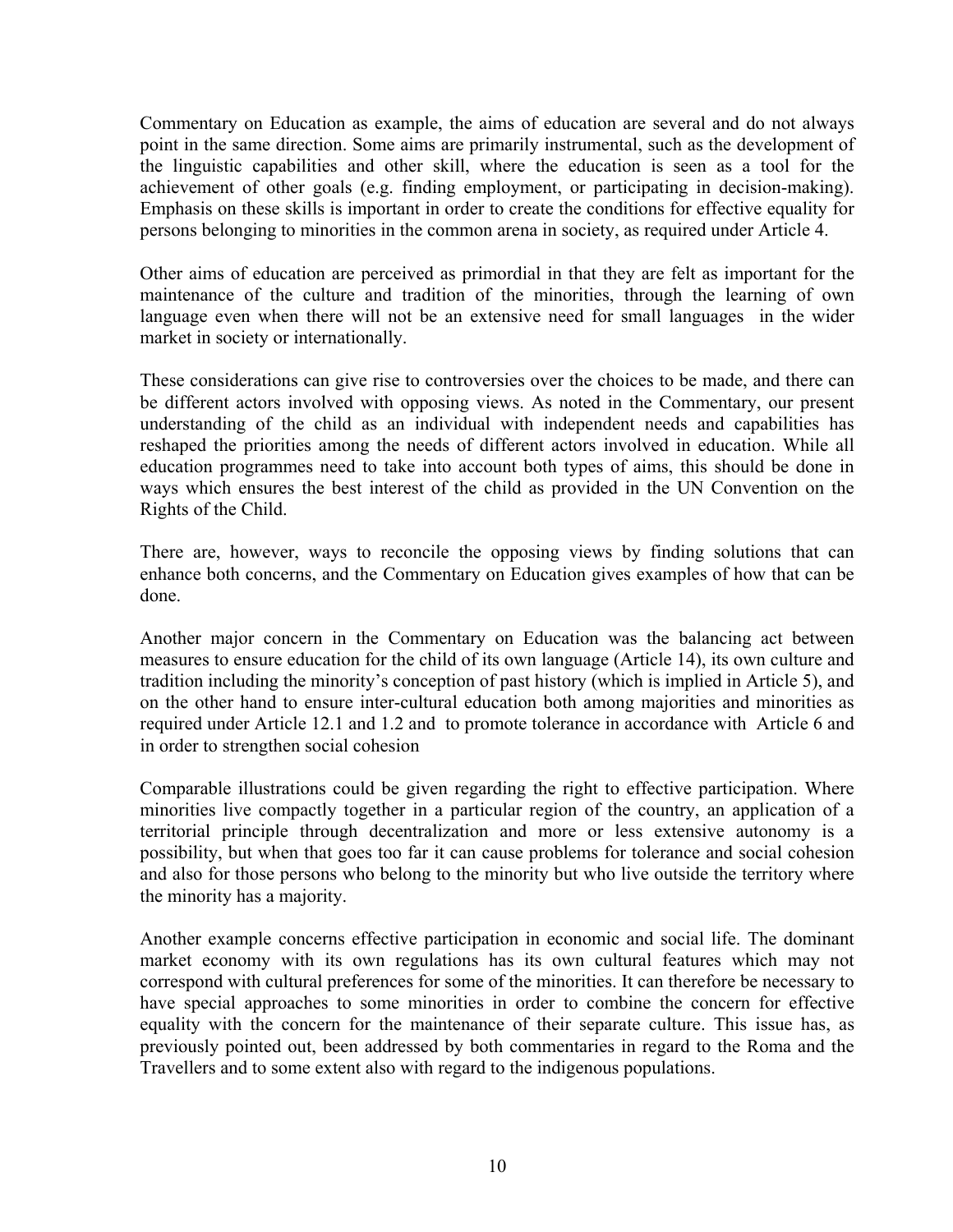Commentary on Education as example, the aims of education are several and do not always point in the same direction. Some aims are primarily instrumental, such as the development of the linguistic capabilities and other skill, where the education is seen as a tool for the achievement of other goals (e.g. finding employment, or participating in decision-making). Emphasis on these skills is important in order to create the conditions for effective equality for persons belonging to minorities in the common arena in society, as required under Article 4.

Other aims of education are perceived as primordial in that they are felt as important for the maintenance of the culture and tradition of the minorities, through the learning of own language even when there will not be an extensive need for small languages in the wider market in society or internationally.

These considerations can give rise to controversies over the choices to be made, and there can be different actors involved with opposing views. As noted in the Commentary, our present understanding of the child as an individual with independent needs and capabilities has reshaped the priorities among the needs of different actors involved in education. While all education programmes need to take into account both types of aims, this should be done in ways which ensures the best interest of the child as provided in the UN Convention on the Rights of the Child.

There are, however, ways to reconcile the opposing views by finding solutions that can enhance both concerns, and the Commentary on Education gives examples of how that can be done.

Another major concern in the Commentary on Education was the balancing act between measures to ensure education for the child of its own language (Article 14), its own culture and tradition including the minority's conception of past history (which is implied in Article 5), and on the other hand to ensure inter-cultural education both among majorities and minorities as required under Article 12.1 and 1.2 and to promote tolerance in accordance with Article 6 and in order to strengthen social cohesion

Comparable illustrations could be given regarding the right to effective participation. Where minorities live compactly together in a particular region of the country, an application of a territorial principle through decentralization and more or less extensive autonomy is a possibility, but when that goes too far it can cause problems for tolerance and social cohesion and also for those persons who belong to the minority but who live outside the territory where the minority has a majority.

Another example concerns effective participation in economic and social life. The dominant market economy with its own regulations has its own cultural features which may not correspond with cultural preferences for some of the minorities. It can therefore be necessary to have special approaches to some minorities in order to combine the concern for effective equality with the concern for the maintenance of their separate culture. This issue has, as previously pointed out, been addressed by both commentaries in regard to the Roma and the Travellers and to some extent also with regard to the indigenous populations.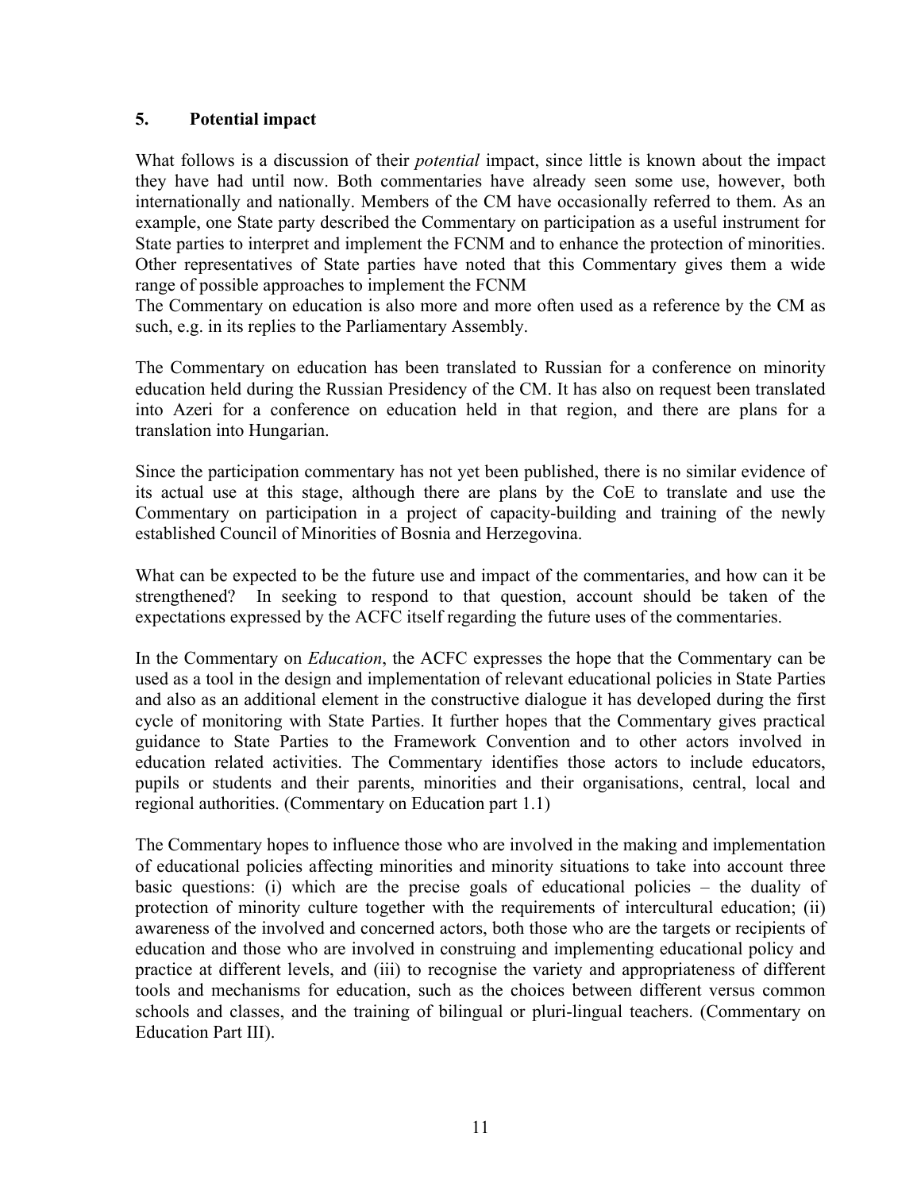## 5. Potential impact

What follows is a discussion of their *potential* impact, since little is known about the impact they have had until now. Both commentaries have already seen some use, however, both internationally and nationally. Members of the CM have occasionally referred to them. As an example, one State party described the Commentary on participation as a useful instrument for State parties to interpret and implement the FCNM and to enhance the protection of minorities. Other representatives of State parties have noted that this Commentary gives them a wide range of possible approaches to implement the FCNM

The Commentary on education is also more and more often used as a reference by the CM as such, e.g. in its replies to the Parliamentary Assembly.

The Commentary on education has been translated to Russian for a conference on minority education held during the Russian Presidency of the CM. It has also on request been translated into Azeri for a conference on education held in that region, and there are plans for a translation into Hungarian.

Since the participation commentary has not yet been published, there is no similar evidence of its actual use at this stage, although there are plans by the CoE to translate and use the Commentary on participation in a project of capacity-building and training of the newly established Council of Minorities of Bosnia and Herzegovina.

What can be expected to be the future use and impact of the commentaries, and how can it be strengthened? In seeking to respond to that question, account should be taken of the expectations expressed by the ACFC itself regarding the future uses of the commentaries.

In the Commentary on *Education*, the ACFC expresses the hope that the Commentary can be used as a tool in the design and implementation of relevant educational policies in State Parties and also as an additional element in the constructive dialogue it has developed during the first cycle of monitoring with State Parties. It further hopes that the Commentary gives practical guidance to State Parties to the Framework Convention and to other actors involved in education related activities. The Commentary identifies those actors to include educators, pupils or students and their parents, minorities and their organisations, central, local and regional authorities. (Commentary on Education part 1.1)

The Commentary hopes to influence those who are involved in the making and implementation of educational policies affecting minorities and minority situations to take into account three basic questions: (i) which are the precise goals of educational policies – the duality of protection of minority culture together with the requirements of intercultural education; (ii) awareness of the involved and concerned actors, both those who are the targets or recipients of education and those who are involved in construing and implementing educational policy and practice at different levels, and (iii) to recognise the variety and appropriateness of different tools and mechanisms for education, such as the choices between different versus common schools and classes, and the training of bilingual or pluri-lingual teachers. (Commentary on Education Part III).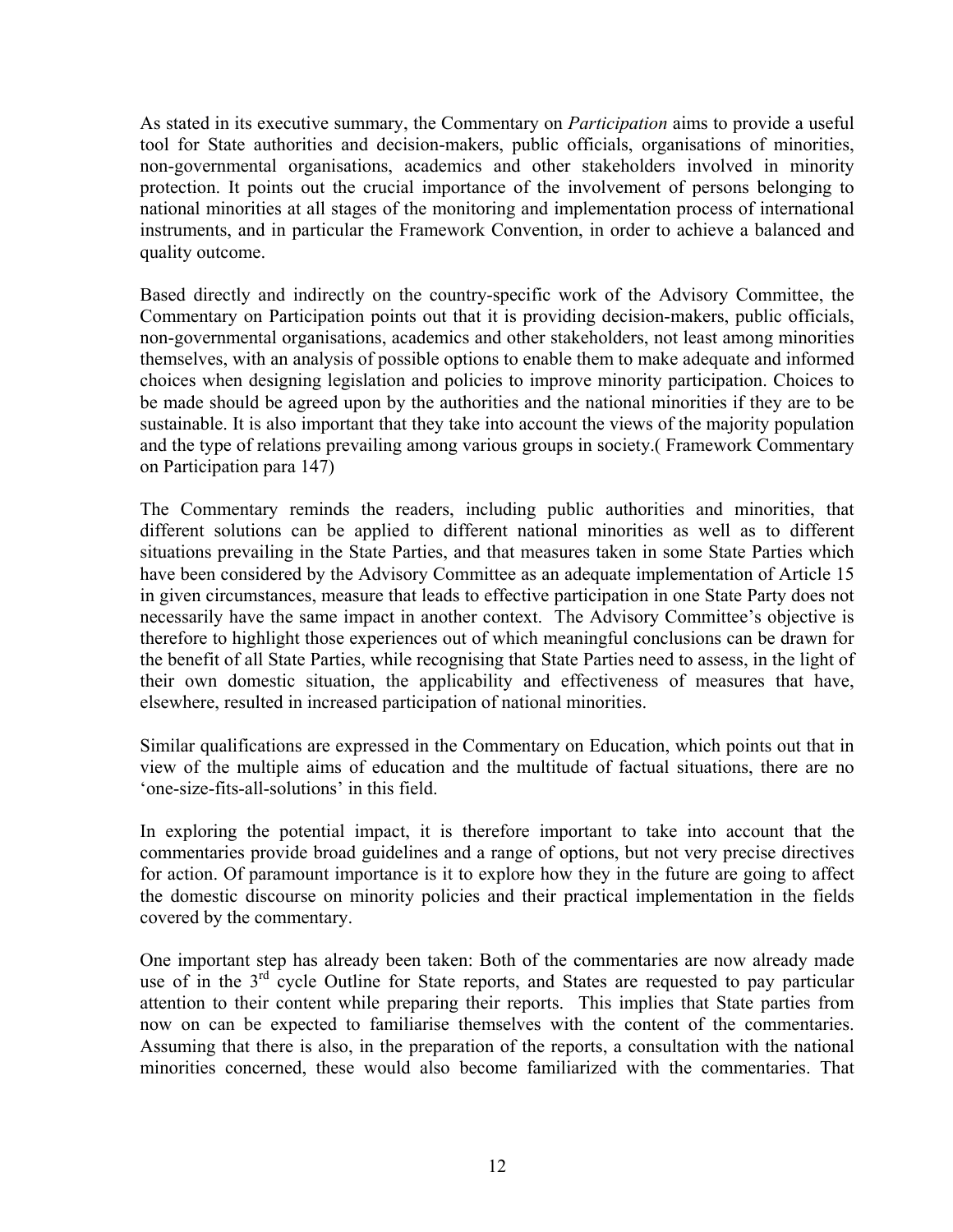As stated in its executive summary, the Commentary on *Participation* aims to provide a useful tool for State authorities and decision-makers, public officials, organisations of minorities, non-governmental organisations, academics and other stakeholders involved in minority protection. It points out the crucial importance of the involvement of persons belonging to national minorities at all stages of the monitoring and implementation process of international instruments, and in particular the Framework Convention, in order to achieve a balanced and quality outcome.

Based directly and indirectly on the country-specific work of the Advisory Committee, the Commentary on Participation points out that it is providing decision-makers, public officials, non-governmental organisations, academics and other stakeholders, not least among minorities themselves, with an analysis of possible options to enable them to make adequate and informed choices when designing legislation and policies to improve minority participation. Choices to be made should be agreed upon by the authorities and the national minorities if they are to be sustainable. It is also important that they take into account the views of the majority population and the type of relations prevailing among various groups in society.( Framework Commentary on Participation para 147)

The Commentary reminds the readers, including public authorities and minorities, that different solutions can be applied to different national minorities as well as to different situations prevailing in the State Parties, and that measures taken in some State Parties which have been considered by the Advisory Committee as an adequate implementation of Article 15 in given circumstances, measure that leads to effective participation in one State Party does not necessarily have the same impact in another context. The Advisory Committee's objective is therefore to highlight those experiences out of which meaningful conclusions can be drawn for the benefit of all State Parties, while recognising that State Parties need to assess, in the light of their own domestic situation, the applicability and effectiveness of measures that have, elsewhere, resulted in increased participation of national minorities.

Similar qualifications are expressed in the Commentary on Education, which points out that in view of the multiple aims of education and the multitude of factual situations, there are no 'one-size-fits-all-solutions' in this field.

In exploring the potential impact, it is therefore important to take into account that the commentaries provide broad guidelines and a range of options, but not very precise directives for action. Of paramount importance is it to explore how they in the future are going to affect the domestic discourse on minority policies and their practical implementation in the fields covered by the commentary.

One important step has already been taken: Both of the commentaries are now already made use of in the 3rd cycle Outline for State reports, and States are requested to pay particular attention to their content while preparing their reports. This implies that State parties from now on can be expected to familiarise themselves with the content of the commentaries. Assuming that there is also, in the preparation of the reports, a consultation with the national minorities concerned, these would also become familiarized with the commentaries. That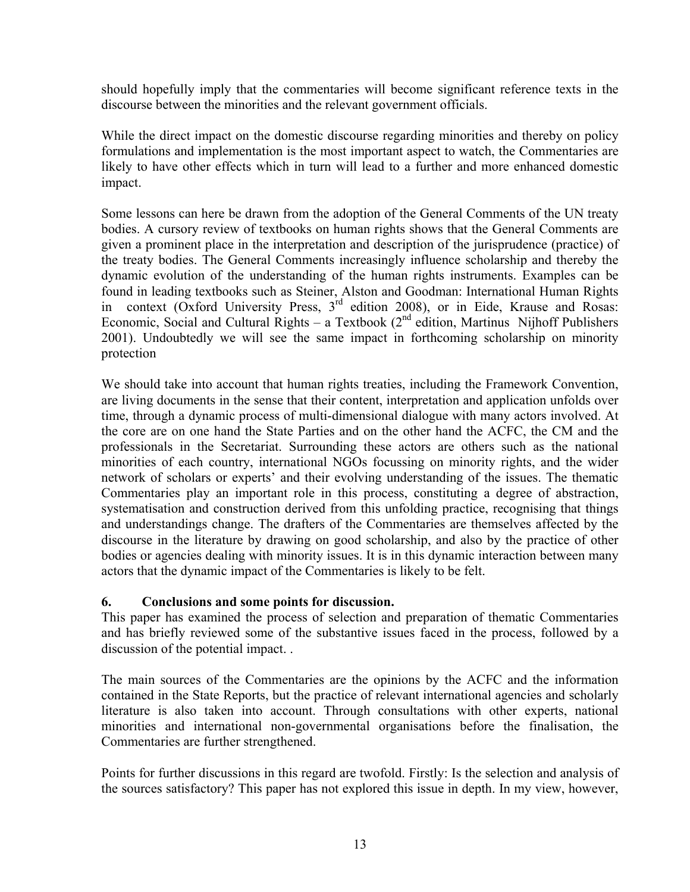should hopefully imply that the commentaries will become significant reference texts in the discourse between the minorities and the relevant government officials.

While the direct impact on the domestic discourse regarding minorities and thereby on policy formulations and implementation is the most important aspect to watch, the Commentaries are likely to have other effects which in turn will lead to a further and more enhanced domestic impact.

Some lessons can here be drawn from the adoption of the General Comments of the UN treaty bodies. A cursory review of textbooks on human rights shows that the General Comments are given a prominent place in the interpretation and description of the jurisprudence (practice) of the treaty bodies. The General Comments increasingly influence scholarship and thereby the dynamic evolution of the understanding of the human rights instruments. Examples can be found in leading textbooks such as Steiner, Alston and Goodman: International Human Rights in context (Oxford University Press, 3rd edition 2008), or in Eide, Krause and Rosas: Economic, Social and Cultural Rights – a Textbook (2nd edition, Martinus Nijhoff Publishers 2001). Undoubtedly we will see the same impact in forthcoming scholarship on minority protection

We should take into account that human rights treaties, including the Framework Convention, are living documents in the sense that their content, interpretation and application unfolds over time, through a dynamic process of multi-dimensional dialogue with many actors involved. At the core are on one hand the State Parties and on the other hand the ACFC, the CM and the professionals in the Secretariat. Surrounding these actors are others such as the national minorities of each country, international NGOs focussing on minority rights, and the wider network of scholars or experts' and their evolving understanding of the issues. The thematic Commentaries play an important role in this process, constituting a degree of abstraction, systematisation and construction derived from this unfolding practice, recognising that things and understandings change. The drafters of the Commentaries are themselves affected by the discourse in the literature by drawing on good scholarship, and also by the practice of other bodies or agencies dealing with minority issues. It is in this dynamic interaction between many actors that the dynamic impact of the Commentaries is likely to be felt.

## 6. Conclusions and some points for discussion.

This paper has examined the process of selection and preparation of thematic Commentaries and has briefly reviewed some of the substantive issues faced in the process, followed by a discussion of the potential impact. .

The main sources of the Commentaries are the opinions by the ACFC and the information contained in the State Reports, but the practice of relevant international agencies and scholarly literature is also taken into account. Through consultations with other experts, national minorities and international non-governmental organisations before the finalisation, the Commentaries are further strengthened.

Points for further discussions in this regard are twofold. Firstly: Is the selection and analysis of the sources satisfactory? This paper has not explored this issue in depth. In my view, however,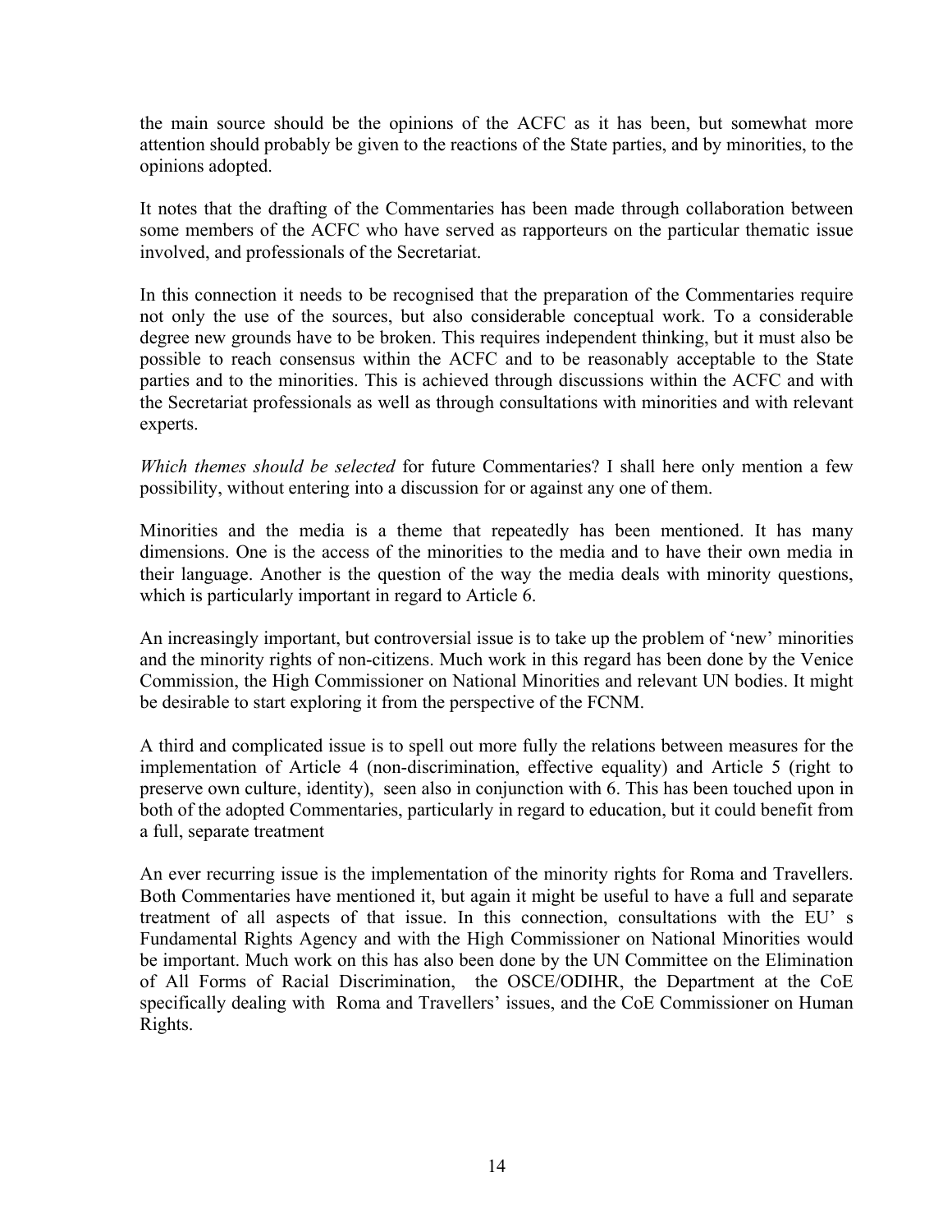the main source should be the opinions of the ACFC as it has been, but somewhat more attention should probably be given to the reactions of the State parties, and by minorities, to the opinions adopted.

It notes that the drafting of the Commentaries has been made through collaboration between some members of the ACFC who have served as rapporteurs on the particular thematic issue involved, and professionals of the Secretariat.

In this connection it needs to be recognised that the preparation of the Commentaries require not only the use of the sources, but also considerable conceptual work. To a considerable degree new grounds have to be broken. This requires independent thinking, but it must also be possible to reach consensus within the ACFC and to be reasonably acceptable to the State parties and to the minorities. This is achieved through discussions within the ACFC and with the Secretariat professionals as well as through consultations with minorities and with relevant experts.

*Which themes should be selected* for future Commentaries? I shall here only mention a few possibility, without entering into a discussion for or against any one of them.

Minorities and the media is a theme that repeatedly has been mentioned. It has many dimensions. One is the access of the minorities to the media and to have their own media in their language. Another is the question of the way the media deals with minority questions, which is particularly important in regard to Article 6.

An increasingly important, but controversial issue is to take up the problem of 'new' minorities and the minority rights of non-citizens. Much work in this regard has been done by the Venice Commission, the High Commissioner on National Minorities and relevant UN bodies. It might be desirable to start exploring it from the perspective of the FCNM.

A third and complicated issue is to spell out more fully the relations between measures for the implementation of Article 4 (non-discrimination, effective equality) and Article 5 (right to preserve own culture, identity), seen also in conjunction with 6. This has been touched upon in both of the adopted Commentaries, particularly in regard to education, but it could benefit from a full, separate treatment

An ever recurring issue is the implementation of the minority rights for Roma and Travellers. Both Commentaries have mentioned it, but again it might be useful to have a full and separate treatment of all aspects of that issue. In this connection, consultations with the EU' s Fundamental Rights Agency and with the High Commissioner on National Minorities would be important. Much work on this has also been done by the UN Committee on the Elimination of All Forms of Racial Discrimination, the OSCE/ODIHR, the Department at the CoE specifically dealing with Roma and Travellers' issues, and the CoE Commissioner on Human Rights.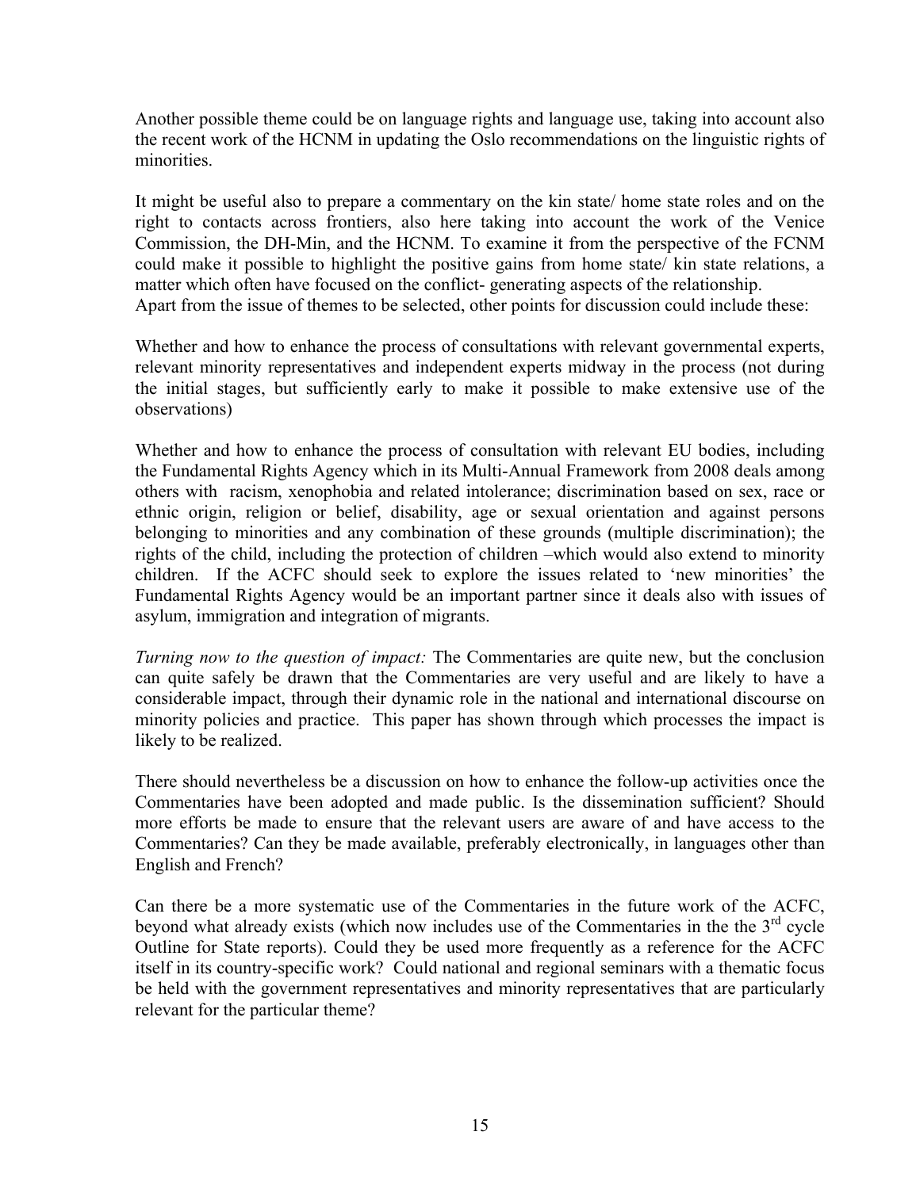Another possible theme could be on language rights and language use, taking into account also the recent work of the HCNM in updating the Oslo recommendations on the linguistic rights of minorities.

It might be useful also to prepare a commentary on the kin state/ home state roles and on the right to contacts across frontiers, also here taking into account the work of the Venice Commission, the DH-Min, and the HCNM. To examine it from the perspective of the FCNM could make it possible to highlight the positive gains from home state/ kin state relations, a matter which often have focused on the conflict- generating aspects of the relationship.
Apart from the issue of themes to be selected, other points for discussion could include these:

Whether and how to enhance the process of consultations with relevant governmental experts, relevant minority representatives and independent experts midway in the process (not during the initial stages, but sufficiently early to make it possible to make extensive use of the observations)

Whether and how to enhance the process of consultation with relevant EU bodies, including the Fundamental Rights Agency which in its Multi-Annual Framework from 2008 deals among others with racism, xenophobia and related intolerance; discrimination based on sex, race or ethnic origin, religion or belief, disability, age or sexual orientation and against persons belonging to minorities and any combination of these grounds (multiple discrimination); the rights of the child, including the protection of children –which would also extend to minority children. If the ACFC should seek to explore the issues related to 'new minorities' the Fundamental Rights Agency would be an important partner since it deals also with issues of asylum, immigration and integration of migrants.

*Turning now to the question of impact:* The Commentaries are quite new, but the conclusion can quite safely be drawn that the Commentaries are very useful and are likely to have a considerable impact, through their dynamic role in the national and international discourse on minority policies and practice. This paper has shown through which processes the impact is likely to be realized.

There should nevertheless be a discussion on how to enhance the follow-up activities once the Commentaries have been adopted and made public. Is the dissemination sufficient? Should more efforts be made to ensure that the relevant users are aware of and have access to the Commentaries? Can they be made available, preferably electronically, in languages other than English and French?

Can there be a more systematic use of the Commentaries in the future work of the ACFC, beyond what already exists (which now includes use of the Commentaries in the the 3rd cycle Outline for State reports). Could they be used more frequently as a reference for the ACFC itself in its country-specific work? Could national and regional seminars with a thematic focus be held with the government representatives and minority representatives that are particularly relevant for the particular theme?